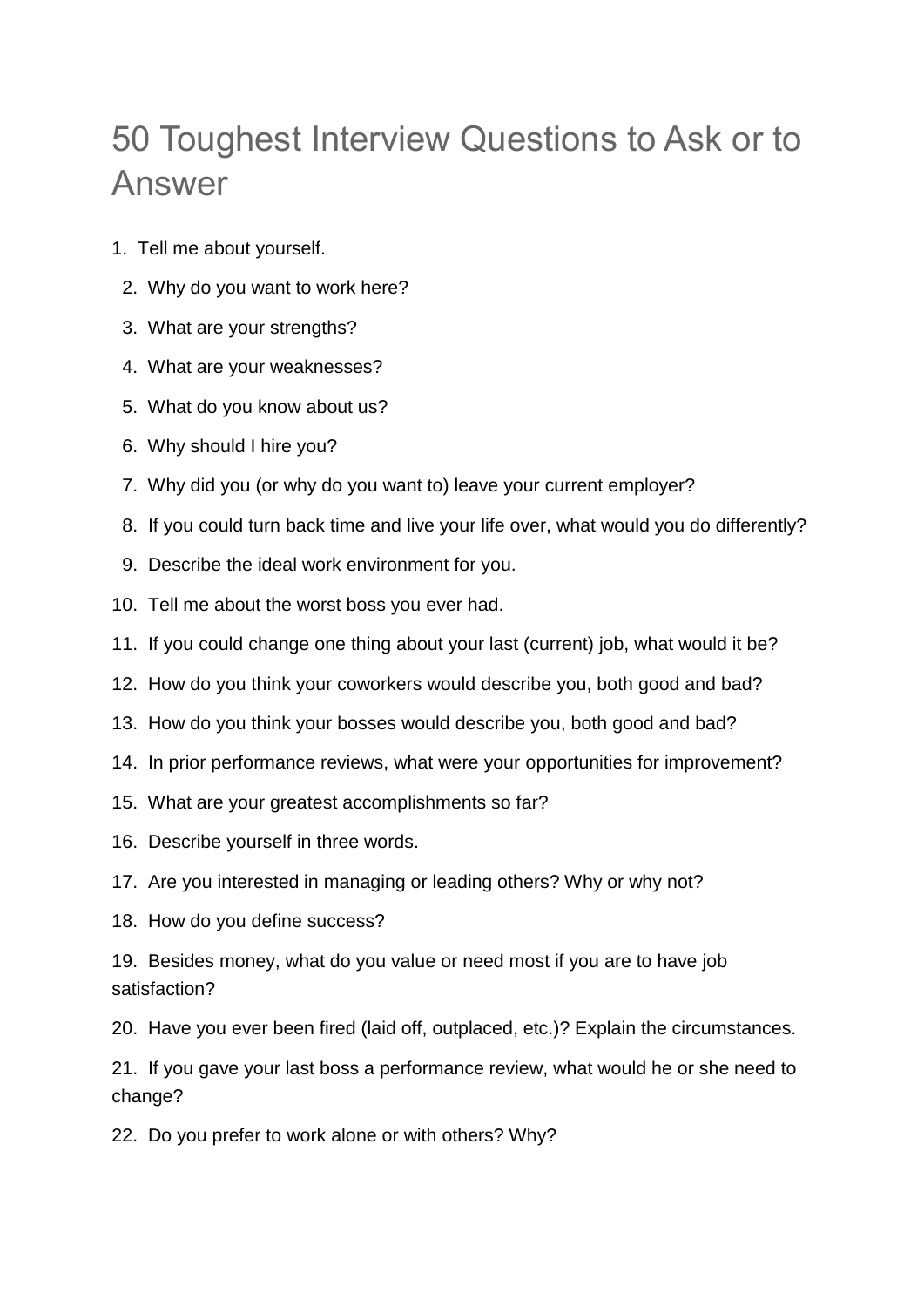# 50 Toughest Interview Questions to Ask or to Answer

1. Tell me about yourself.
2. Why do you want to work here?
3. What are your strengths?
4. What are your weaknesses?
5. What do you know about us?
6. Why should I hire you?
7. Why did you (or why do you want to) leave your current employer?
8. If you could turn back time and live your life over, what would you do differently?
9. Describe the ideal work environment for you.
10. Tell me about the worst boss you ever had.
11. If you could change one thing about your last (current) job, what would it be?
12. How do you think your coworkers would describe you, both good and bad?
13. How do you think your bosses would describe you, both good and bad?
14. In prior performance reviews, what were your opportunities for improvement?
15. What are your greatest accomplishments so far?
16. Describe yourself in three words.
17. Are you interested in managing or leading others? Why or why not?
18. How do you define success?
19. Besides money, what do you value or need most if you are to have job satisfaction?
20. Have you ever been fired (laid off, outplaced, etc.)? Explain the circumstances.
21. If you gave your last boss a performance review, what would he or she need to change?
22. Do you prefer to work alone or with others? Why?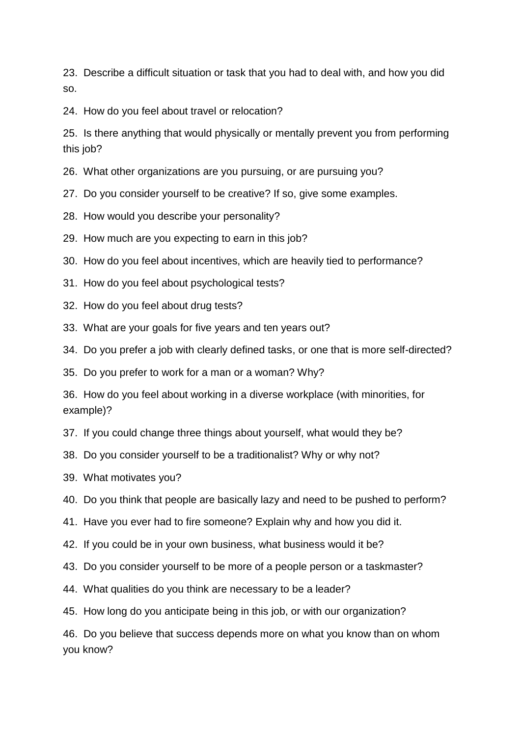23. Describe a difficult situation or task that you had to deal with, and how you did so.

24. How do you feel about travel or relocation?

25. Is there anything that would physically or mentally prevent you from performing this job?

26. What other organizations are you pursuing, or are pursuing you?

27. Do you consider yourself to be creative? If so, give some examples.

28. How would you describe your personality?

29. How much are you expecting to earn in this job?

30. How do you feel about incentives, which are heavily tied to performance?

31. How do you feel about psychological tests?

32. How do you feel about drug tests?

33. What are your goals for five years and ten years out?

34. Do you prefer a job with clearly defined tasks, or one that is more self-directed?

35. Do you prefer to work for a man or a woman? Why?

36. How do you feel about working in a diverse workplace (with minorities, for example)?

37. If you could change three things about yourself, what would they be?

38. Do you consider yourself to be a traditionalist? Why or why not?

39. What motivates you?

40. Do you think that people are basically lazy and need to be pushed to perform?

41. Have you ever had to fire someone? Explain why and how you did it.

42. If you could be in your own business, what business would it be?

43. Do you consider yourself to be more of a people person or a taskmaster?

44. What qualities do you think are necessary to be a leader?

45. How long do you anticipate being in this job, or with our organization?

46. Do you believe that success depends more on what you know than on whom you know?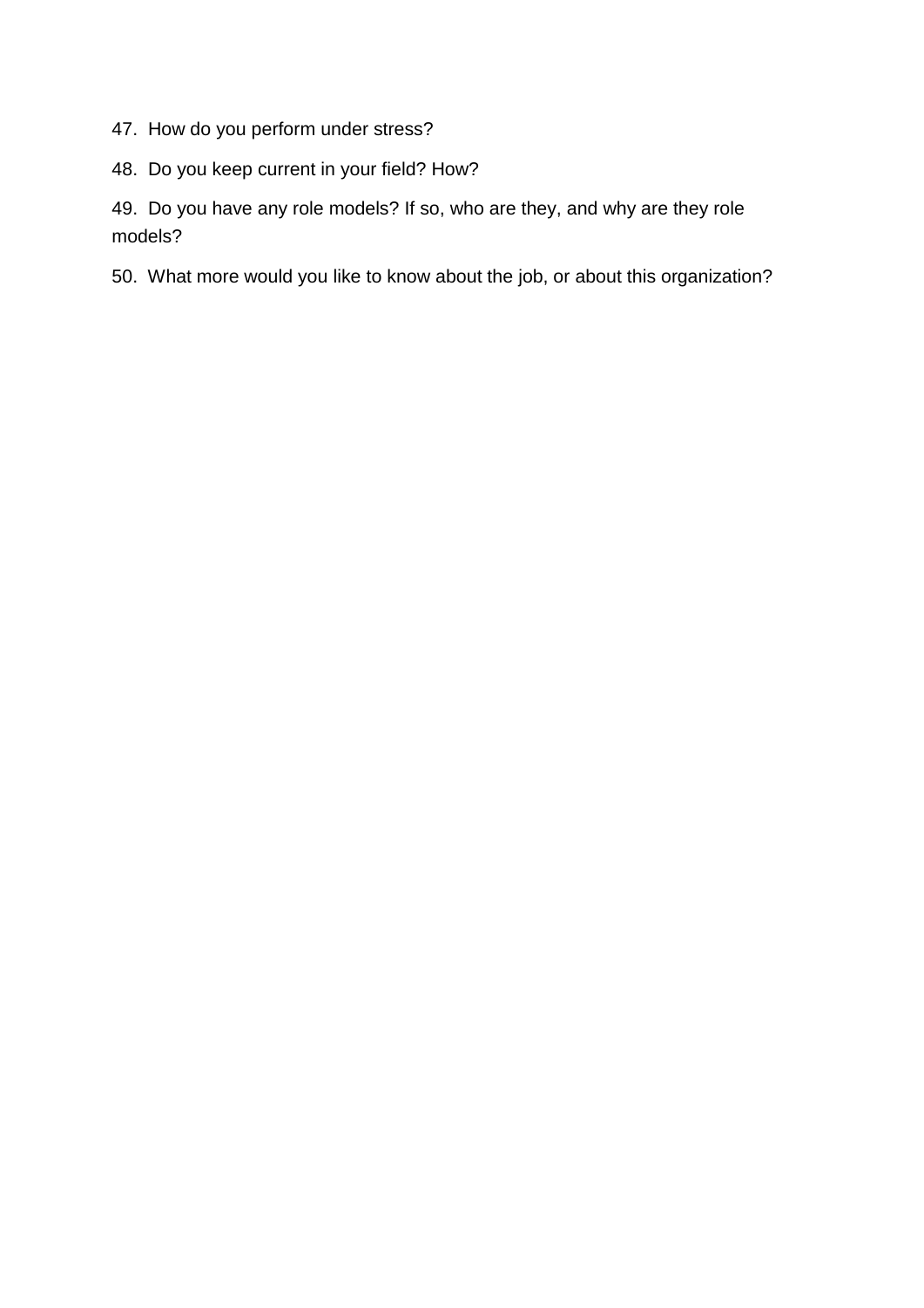47. How do you perform under stress?

48. Do you keep current in your field? How?

49. Do you have any role models? If so, who are they, and why are they role models?

50. What more would you like to know about the job, or about this organization?